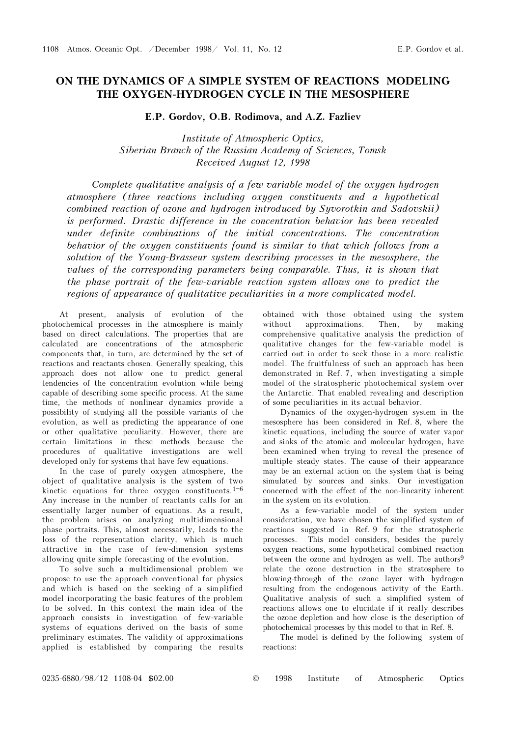# ON THE DYNAMICS OF A SIMPLE SYSTEM OF REACTIONS MODELING THE OXYGEN-HYDROGEN CYCLE IN THE MESOSPHERE

**E.P. Gordov, O.B. Rodimova, and A.Z. Fazliev**

*Institute of Atmospheric Optics,*
*Siberian Branch of the Russian Academy of Sciences, Tomsk*
*Received August 12, 1998*

*Complete qualitative analysis of a few-variable model of the oxygen-hydrogen atmosphere (three reactions including oxygen constituents and a hypothetical combined reaction of ozone and hydrogen introduced by Syvorotkin and Sadovskii) is performed. Drastic difference in the concentration behavior has been revealed under definite combinations of the initial concentrations. The concentration behavior of the oxygen constituents found is similar to that which follows from a solution of the Young-Brasseur system describing processes in the mesosphere, the values of the corresponding parameters being comparable. Thus, it is shown that the phase portrait of the few-variable reaction system allows one to predict the regions of appearance of qualitative peculiarities in a more complicated model.*

At present, analysis of evolution of the photochemical processes in the atmosphere is mainly based on direct calculations. The properties that are calculated are concentrations of the atmospheric components that, in turn, are determined by the set of reactions and reactants chosen. Generally speaking, this approach does not allow one to predict general tendencies of the concentration evolution while being capable of describing some specific process. At the same time, the methods of nonlinear dynamics provide a possibility of studying all the possible variants of the evolution, as well as predicting the appearance of one or other qualitative peculiarity. However, there are certain limitations in these methods because the procedures of qualitative investigations are well developed only for systems that have few equations.

In the case of purely oxygen atmosphere, the object of qualitative analysis is the system of two kinetic equations for three oxygen constituents.[1–6] Any increase in the number of reactants calls for an essentially larger number of equations. As a result, the problem arises on analyzing multidimensional phase portraits. This, almost necessarily, leads to the loss of the representation clarity, which is much attractive in the case of few-dimension systems allowing quite simple forecasting of the evolution.

To solve such a multidimensional problem we propose to use the approach conventional for physics and which is based on the seeking of a simplified model incorporating the basic features of the problem to be solved. In this context the main idea of the approach consists in investigation of few-variable systems of equations derived on the basis of some preliminary estimates. The validity of approximations applied is established by comparing the results obtained with those obtained using the system without approximations. Then, by making comprehensive qualitative analysis the prediction of qualitative changes for the few-variable model is carried out in order to seek those in a more realistic model. The fruitfulness of such an approach has been demonstrated in Ref. 7, when investigating a simple model of the stratospheric photochemical system over the Antarctic. That enabled revealing and description of some peculiarities in its actual behavior.

Dynamics of the oxygen-hydrogen system in the mesosphere has been considered in Ref. 8, where the kinetic equations, including the source of water vapor and sinks of the atomic and molecular hydrogen, have been examined when trying to reveal the presence of multiple steady states. The cause of their appearance may be an external action on the system that is being simulated by sources and sinks. Our investigation concerned with the effect of the non-linearity inherent in the system on its evolution.

As a few-variable model of the system under consideration, we have chosen the simplified system of reactions suggested in Ref. 9 for the stratospheric processes. This model considers, besides the purely oxygen reactions, some hypothetical combined reaction between the ozone and hydrogen as well. The authors[9] relate the ozone destruction in the stratosphere to blowing-through of the ozone layer with hydrogen resulting from the endogenous activity of the Earth. Qualitative analysis of such a simplified system of reactions allows one to elucidate if it really describes the ozone depletion and how close is the description of photochemical processes by this model to that in Ref. 8.

The model is defined by the following system of reactions: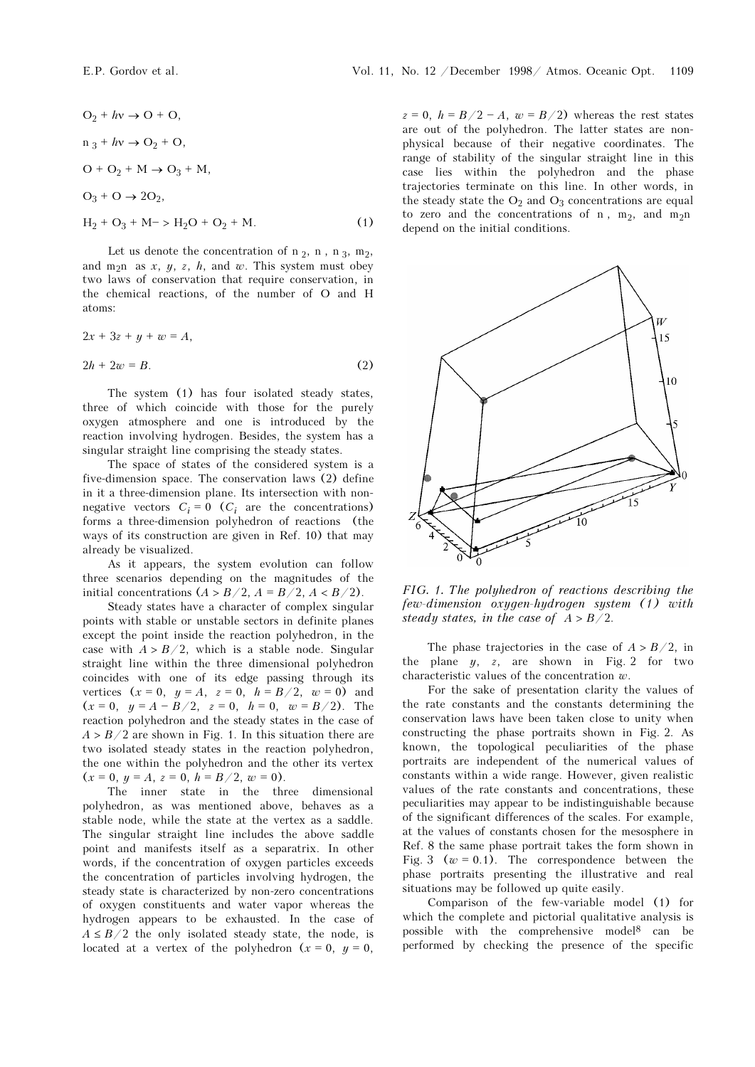$$O_2 + h\nu \rightarrow O + O,$$

$$O_3 + h\nu \rightarrow O_2 + O,$$

$$O + O_2 + M \rightarrow O_3 + M,$$

$$O_3 + O \rightarrow 2O_2,$$

$$H_2 + O_3 + M \rightarrow H_2O + O_2 + M. \qquad (1)$$

Let us denote the concentration of $O_2$, $O$, $O_3$, $H_2$, and $H_2O$ as $x$, $y$, $z$, $h$, and $w$. This system must obey two laws of conservation that require conservation, in the chemical reactions, of the number of O and H atoms:

$$2x + 3z + y + w = A,$$

$$2h + 2w = B. \qquad (2)$$

The system (1) has four isolated steady states, three of which coincide with those for the purely oxygen atmosphere and one is introduced by the reaction involving hydrogen. Besides, the system has a singular straight line comprising the steady states.

The space of states of the considered system is a five-dimension space. The conservation laws (2) define in it a three-dimension plane. Its intersection with non-negative vectors $C_i = 0$ ($C_i$ are the concentrations) forms a three-dimension polyhedron of reactions (the ways of its construction are given in Ref. 10) that may already be visualized.

As it appears, the system evolution can follow three scenarios depending on the magnitudes of the initial concentrations ($A > B/2$, $A = B/2$, $A < B/2$).

Steady states have a character of complex singular points with stable or unstable sectors in definite planes except the point inside the reaction polyhedron, in the case with $A > B/2$, which is a stable node. Singular straight line within the three dimensional polyhedron coincides with one of its edge passing through its vertices ($x = 0$, $y = A$, $z = 0$, $h = B/2$, $w = 0$) and ($x = 0$, $y = A - B/2$, $z = 0$, $h = 0$, $w = B/2$). The reaction polyhedron and the steady states in the case of $A > B/2$ are shown in Fig. 1. In this situation there are two isolated steady states in the reaction polyhedron, the one within the polyhedron and the other its vertex ($x = 0$, $y = A$, $z = 0$, $h = B/2$, $w = 0$).

The inner state in the three dimensional polyhedron, as was mentioned above, behaves as a stable node, while the state at the vertex as a saddle. The singular straight line includes the above saddle point and manifests itself as a separatrix. In other words, if the concentration of oxygen particles exceeds the concentration of particles involving hydrogen, the steady state is characterized by non-zero concentrations of oxygen constituents and water vapor whereas the hydrogen appears to be exhausted. In the case of $A \leq B/2$ the only isolated steady state, the node, is located at a vertex of the polyhedron ($x = 0$, $y = 0$, $z = 0$, $h = B/2 - A$, $w = B/2$) whereas the rest states are out of the polyhedron. The latter states are non-physical because of their negative coordinates. The range of stability of the singular straight line in this case lies within the polyhedron and the phase trajectories terminate on this line. In other words, in the steady state the $O_2$ and $O_3$ concentrations are equal to zero and the concentrations of $O$, $H_2$, and $H_2O$ depend on the initial conditions.

*FIG. 1. The polyhedron of reactions describing the few-dimension oxygen-hydrogen system (1) with steady states, in the case of $A > B/2$.*

The phase trajectories in the case of $A > B/2$, in the plane $y$, $z$, are shown in Fig. 2 for two characteristic values of the concentration $w$.

For the sake of presentation clarity the values of the rate constants and the constants determining the conservation laws have been taken close to unity when constructing the phase portraits shown in Fig. 2. As known, the topological peculiarities of the phase portraits are independent of the numerical values of constants within a wide range. However, given realistic values of the rate constants and concentrations, these peculiarities may appear to be indistinguishable because of the significant differences of the scales. For example, at the values of constants chosen for the mesosphere in Ref. 8 the same phase portrait takes the form shown in Fig. 3 ($w = 0.1$). The correspondence between the phase portraits presenting the illustrative and real situations may be followed up quite easily.

Comparison of the few-variable model (1) for which the complete and pictorial qualitative analysis is possible with the comprehensive model[8] can be performed by checking the presence of the specific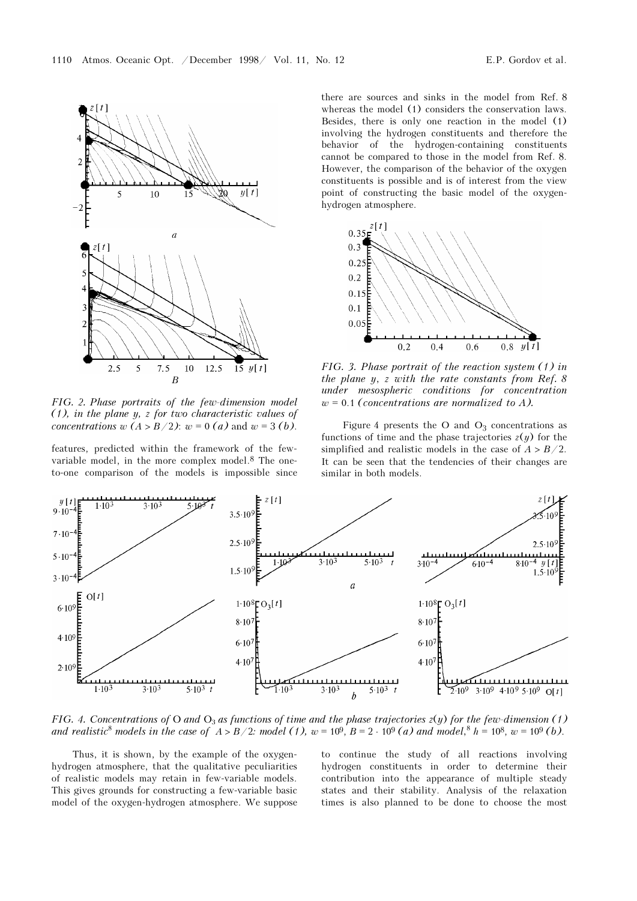*FIG. 2. Phase portraits of the few-dimension model (1), in the plane y, z for two characteristic values of concentrations w ($A > B/2$): $w = 0$ (a) and $w = 3$ (b).*

features, predicted within the framework of the few-variable model, in the more complex model.[8] The one-to-one comparison of the models is impossible since there are sources and sinks in the model from Ref. 8 whereas the model (1) considers the conservation laws. Besides, there is only one reaction in the model (1) involving the hydrogen constituents and therefore the behavior of the hydrogen-containing constituents cannot be compared to those in the model from Ref. 8. However, the comparison of the behavior of the oxygen constituents is possible and is of interest from the view point of constructing the basic model of the oxygen-hydrogen atmosphere.

*FIG. 3. Phase portrait of the reaction system (1) in the plane y, z with the rate constants from Ref. 8 under mesospheric conditions for concentration $w = 0.1$ (concentrations are normalized to A).*

Figure 4 presents the O and $O_3$ concentrations as functions of time and the phase trajectories $z(y)$ for the simplified and realistic models in the case of $A > B/2$. It can be seen that the tendencies of their changes are similar in both models.

*FIG. 4. Concentrations of O and $O_3$ as functions of time and the phase trajectories $z(y)$ for the few-dimension (1) and realistic[8] models in the case of $A > B/2$: model (1), $w = 10^9$, $B = 2 \cdot 10^9$ (a) and model,[8] $h = 10^8$, $w = 10^9$ (b).*

Thus, it is shown, by the example of the oxygen-hydrogen atmosphere, that the qualitative peculiarities of realistic models may retain in few-variable models. This gives grounds for constructing a few-variable basic model of the oxygen-hydrogen atmosphere. We suppose to continue the study of all reactions involving hydrogen constituents in order to determine their contribution into the appearance of multiple steady states and their stability. Analysis of the relaxation times is also planned to be done to choose the most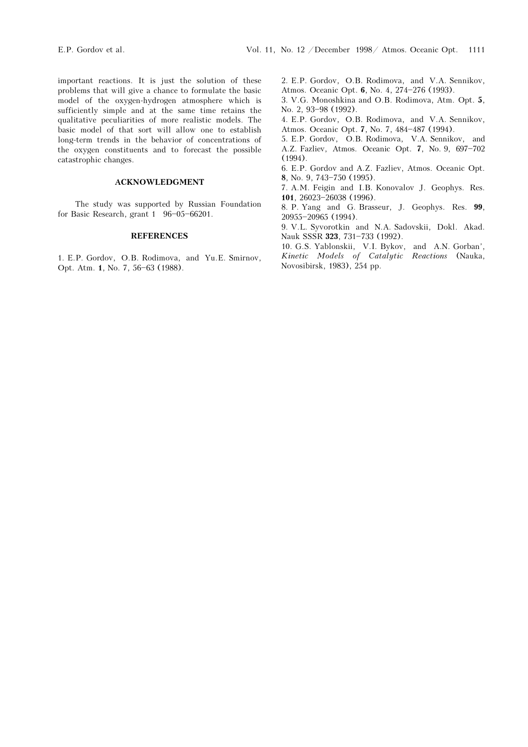important reactions. It is just the solution of these problems that will give a chance to formulate the basic model of the oxygen-hydrogen atmosphere which is sufficiently simple and at the same time retains the qualitative peculiarities of more realistic models. The basic model of that sort will allow one to establish long-term trends in the behavior of concentrations of the oxygen constituents and to forecast the possible catastrophic changes.

## ACKNOWLEDGMENT

The study was supported by Russian Foundation for Basic Research, grant 1 96–05–66201.

## REFERENCES

1. E.P. Gordov, O.B. Rodimova, and Yu.E. Smirnov, Opt. Atm. **1**, No. 7, 56–63 (1988).
2. E.P. Gordov, O.B. Rodimova, and V.A. Sennikov, Atmos. Oceanic Opt. **6**, No. 4, 274–276 (1993).
3. V.G. Monoshkina and O.B. Rodimova, Atm. Opt. **5**, No. 2, 93–98 (1992).
4. E.P. Gordov, O.B. Rodimova, and V.A. Sennikov, Atmos. Oceanic Opt. **7**, No. 7, 484–487 (1994).
5. E.P. Gordov, O.B. Rodimova, V.A. Sennikov, and A.Z. Fazliev, Atmos. Oceanic Opt. **7**, No. 9, 697–702 (1994).
6. E.P. Gordov and A.Z. Fazliev, Atmos. Oceanic Opt. **8**, No. 9, 743–750 (1995).
7. A.M. Feigin and I.B. Konovalov J. Geophys. Res. **101**, 26023–26038 (1996).
8. P. Yang and G. Brasseur, J. Geophys. Res. **99**, 20955–20965 (1994).
9. V.L. Syvorotkin and N.A. Sadovskii, Dokl. Akad. Nauk SSSR **323**, 731–733 (1992).
10. G.S. Yablonskii, V.I. Bykov, and A.N. Gorban', *Kinetic Models of Catalytic Reactions* (Nauka, Novosibirsk, 1983), 254 pp.